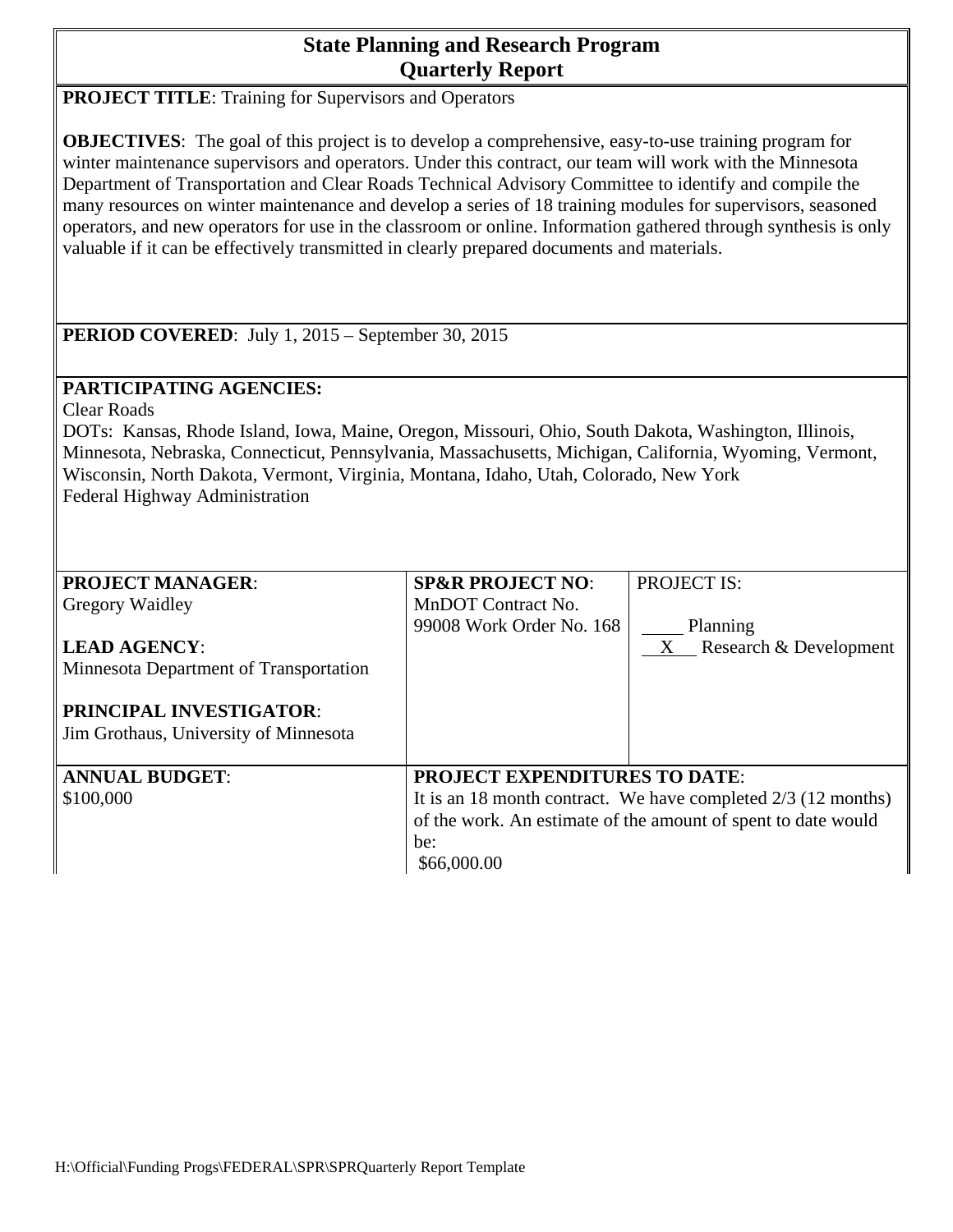# State Planning and Research Program
## Quarterly Report

**PROJECT TITLE**: Training for Supervisors and Operators

**OBJECTIVES**: The goal of this project is to develop a comprehensive, easy-to-use training program for winter maintenance supervisors and operators. Under this contract, our team will work with the Minnesota Department of Transportation and Clear Roads Technical Advisory Committee to identify and compile the many resources on winter maintenance and develop a series of 18 training modules for supervisors, seasoned operators, and new operators for use in the classroom or online. Information gathered through synthesis is only valuable if it can be effectively transmitted in clearly prepared documents and materials.

**PERIOD COVERED**: July 1, 2015 – September 30, 2015

**PARTICIPATING AGENCIES:**
Clear Roads
DOTs: Kansas, Rhode Island, Iowa, Maine, Oregon, Missouri, Ohio, South Dakota, Washington, Illinois, Minnesota, Nebraska, Connecticut, Pennsylvania, Massachusetts, Michigan, California, Wyoming, Vermont, Wisconsin, North Dakota, Vermont, Virginia, Montana, Idaho, Utah, Colorado, New York
Federal Highway Administration

| **PROJECT MANAGER**: Gregory Waidley<br><br>**LEAD AGENCY**: Minnesota Department of Transportation<br><br>**PRINCIPAL INVESTIGATOR**: Jim Grothaus, University of Minnesota | **SP&R PROJECT NO**: MnDOT Contract No. 99008 Work Order No. 168 | PROJECT IS:<br><br>____ Planning<br>__X__ Research & Development |
|---|---|---|
| **ANNUAL BUDGET**: $100,000 | **PROJECT EXPENDITURES TO DATE**: It is an 18 month contract. We have completed 2/3 (12 months) of the work. An estimate of the amount of spent to date would be: $66,000.00 | |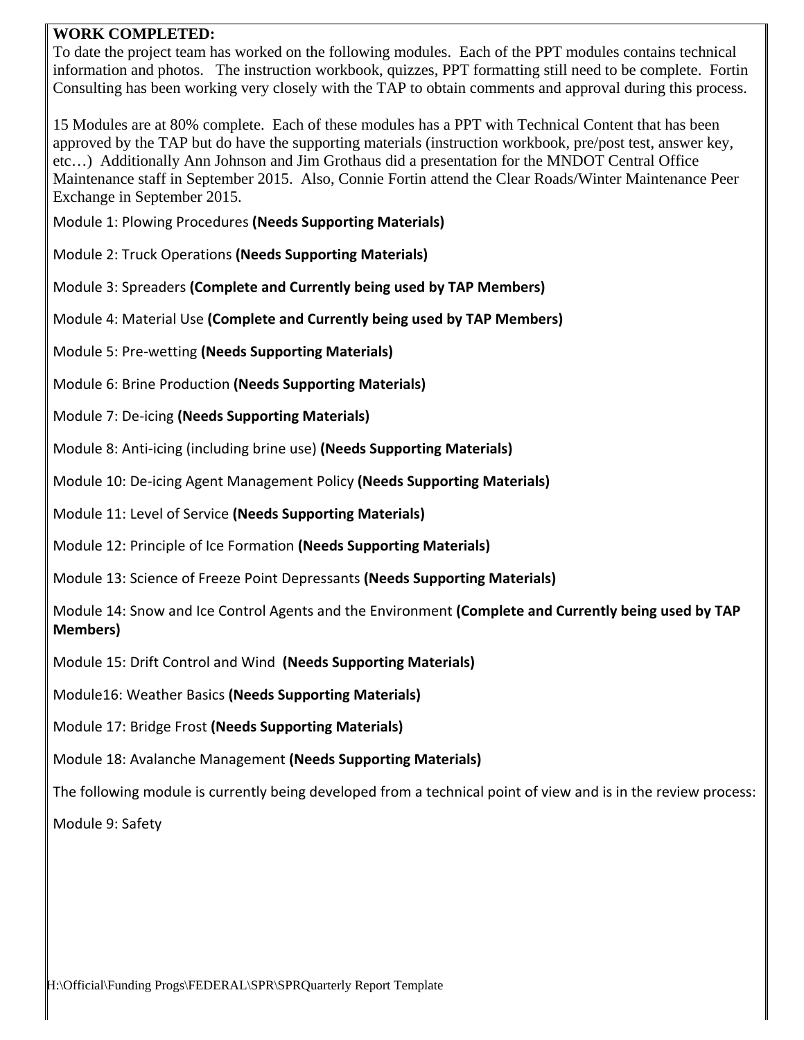**WORK COMPLETED:**

To date the project team has worked on the following modules. Each of the PPT modules contains technical information and photos. The instruction workbook, quizzes, PPT formatting still need to be complete. Fortin Consulting has been working very closely with the TAP to obtain comments and approval during this process.

15 Modules are at 80% complete. Each of these modules has a PPT with Technical Content that has been approved by the TAP but do have the supporting materials (instruction workbook, pre/post test, answer key, etc…) Additionally Ann Johnson and Jim Grothaus did a presentation for the MNDOT Central Office Maintenance staff in September 2015. Also, Connie Fortin attend the Clear Roads/Winter Maintenance Peer Exchange in September 2015.

Module 1: Plowing Procedures **(Needs Supporting Materials)**

Module 2: Truck Operations **(Needs Supporting Materials)**

Module 3: Spreaders **(Complete and Currently being used by TAP Members)**

Module 4: Material Use **(Complete and Currently being used by TAP Members)**

Module 5: Pre-wetting **(Needs Supporting Materials)**

Module 6: Brine Production **(Needs Supporting Materials)**

Module 7: De-icing **(Needs Supporting Materials)**

Module 8: Anti-icing (including brine use) **(Needs Supporting Materials)**

Module 10: De-icing Agent Management Policy **(Needs Supporting Materials)**

Module 11: Level of Service **(Needs Supporting Materials)**

Module 12: Principle of Ice Formation **(Needs Supporting Materials)**

Module 13: Science of Freeze Point Depressants **(Needs Supporting Materials)**

Module 14: Snow and Ice Control Agents and the Environment **(Complete and Currently being used by TAP Members)**

Module 15: Drift Control and Wind **(Needs Supporting Materials)**

Module16: Weather Basics **(Needs Supporting Materials)**

Module 17: Bridge Frost **(Needs Supporting Materials)**

Module 18: Avalanche Management **(Needs Supporting Materials)**

The following module is currently being developed from a technical point of view and is in the review process:

Module 9: Safety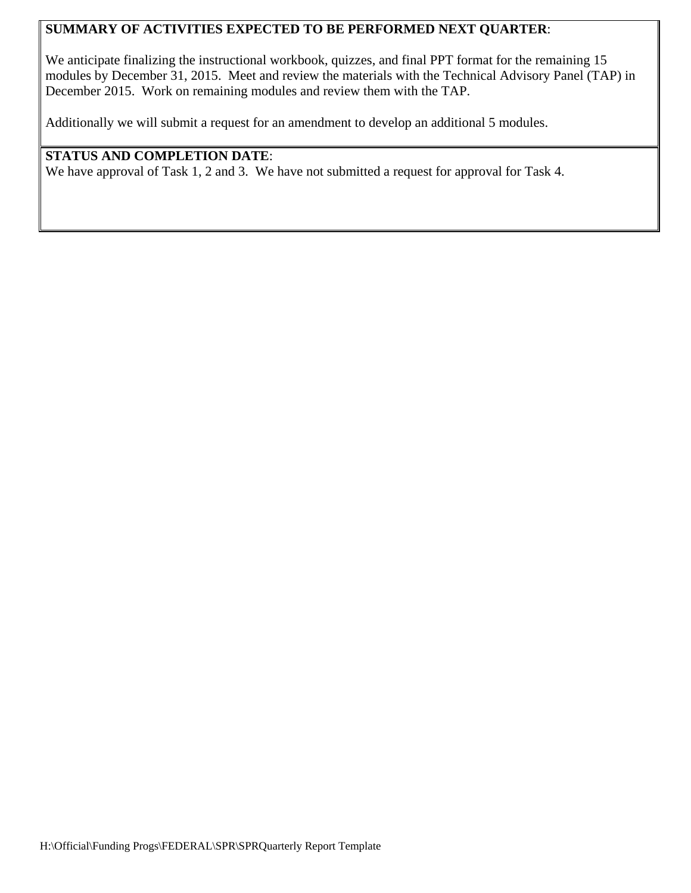**SUMMARY OF ACTIVITIES EXPECTED TO BE PERFORMED NEXT QUARTER**:

We anticipate finalizing the instructional workbook, quizzes, and final PPT format for the remaining 15 modules by December 31, 2015. Meet and review the materials with the Technical Advisory Panel (TAP) in December 2015. Work on remaining modules and review them with the TAP.

Additionally we will submit a request for an amendment to develop an additional 5 modules.

**STATUS AND COMPLETION DATE**:

We have approval of Task 1, 2 and 3. We have not submitted a request for approval for Task 4.